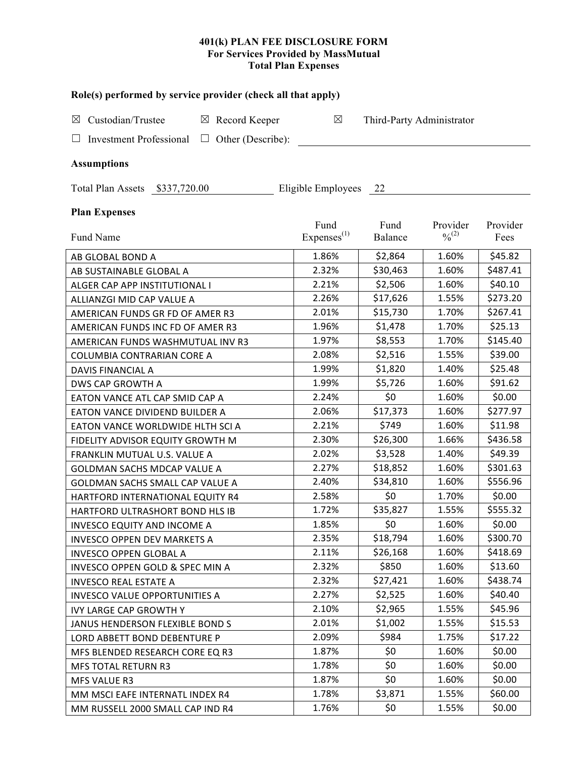**401(k) PLAN FEE DISCLOSURE FORM**
**For Services Provided by MassMutual**
**Total Plan Expenses**

**Role(s) performed by service provider (check all that apply)**

☒ Custodian/Trustee ☒ Record Keeper ☒ Third-Party Administrator

☐ Investment Professional ☐ Other (Describe): ______

**Assumptions**

Total Plan Assets $337,720.00 Eligible Employees 22

**Plan Expenses**

| Fund Name | Fund Expenses[(1)] | Fund Balance | Provider %[(2)] | Provider Fees |
|---|---|---|---|---|
| AB GLOBAL BOND A | 1.86% | $2,864 | 1.60% | $45.82 |
| AB SUSTAINABLE GLOBAL A | 2.32% | $30,463 | 1.60% | $487.41 |
| ALGER CAP APP INSTITUTIONAL I | 2.21% | $2,506 | 1.60% | $40.10 |
| ALLIANZGI MID CAP VALUE A | 2.26% | $17,626 | 1.55% | $273.20 |
| AMERICAN FUNDS GR FD OF AMER R3 | 2.01% | $15,730 | 1.70% | $267.41 |
| AMERICAN FUNDS INC FD OF AMER R3 | 1.96% | $1,478 | 1.70% | $25.13 |
| AMERICAN FUNDS WASHMUTUAL INV R3 | 1.97% | $8,553 | 1.70% | $145.40 |
| COLUMBIA CONTRARIAN CORE A | 2.08% | $2,516 | 1.55% | $39.00 |
| DAVIS FINANCIAL A | 1.99% | $1,820 | 1.40% | $25.48 |
| DWS CAP GROWTH A | 1.99% | $5,726 | 1.60% | $91.62 |
| EATON VANCE ATL CAP SMID CAP A | 2.24% | $0 | 1.60% | $0.00 |
| EATON VANCE DIVIDEND BUILDER A | 2.06% | $17,373 | 1.60% | $277.97 |
| EATON VANCE WORLDWIDE HLTH SCI A | 2.21% | $749 | 1.60% | $11.98 |
| FIDELITY ADVISOR EQUITY GROWTH M | 2.30% | $26,300 | 1.66% | $436.58 |
| FRANKLIN MUTUAL U.S. VALUE A | 2.02% | $3,528 | 1.40% | $49.39 |
| GOLDMAN SACHS MDCAP VALUE A | 2.27% | $18,852 | 1.60% | $301.63 |
| GOLDMAN SACHS SMALL CAP VALUE A | 2.40% | $34,810 | 1.60% | $556.96 |
| HARTFORD INTERNATIONAL EQUITY R4 | 2.58% | $0 | 1.70% | $0.00 |
| HARTFORD ULTRASHORT BOND HLS IB | 1.72% | $35,827 | 1.55% | $555.32 |
| INVESCO EQUITY AND INCOME A | 1.85% | $0 | 1.60% | $0.00 |
| INVESCO OPPEN DEV MARKETS A | 2.35% | $18,794 | 1.60% | $300.70 |
| INVESCO OPPEN GLOBAL A | 2.11% | $26,168 | 1.60% | $418.69 |
| INVESCO OPPEN GOLD & SPEC MIN A | 2.32% | $850 | 1.60% | $13.60 |
| INVESCO REAL ESTATE A | 2.32% | $27,421 | 1.60% | $438.74 |
| INVESCO VALUE OPPORTUNITIES A | 2.27% | $2,525 | 1.60% | $40.40 |
| IVY LARGE CAP GROWTH Y | 2.10% | $2,965 | 1.55% | $45.96 |
| JANUS HENDERSON FLEXIBLE BOND S | 2.01% | $1,002 | 1.55% | $15.53 |
| LORD ABBETT BOND DEBENTURE P | 2.09% | $984 | 1.75% | $17.22 |
| MFS BLENDED RESEARCH CORE EQ R3 | 1.87% | $0 | 1.60% | $0.00 |
| MFS TOTAL RETURN R3 | 1.78% | $0 | 1.60% | $0.00 |
| MFS VALUE R3 | 1.87% | $0 | 1.60% | $0.00 |
| MM MSCI EAFE INTERNATL INDEX R4 | 1.78% | $3,871 | 1.55% | $60.00 |
| MM RUSSELL 2000 SMALL CAP IND R4 | 1.76% | $0 | 1.55% | $0.00 |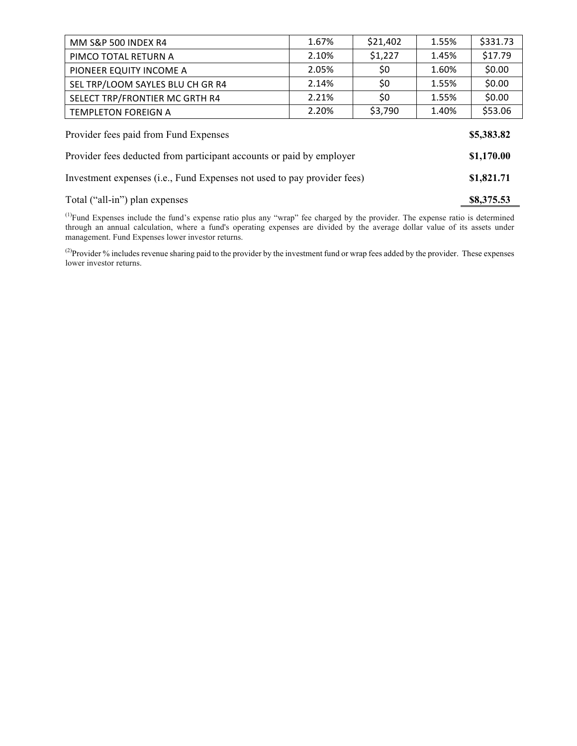| MM S&P 500 INDEX R4 | 1.67% | $21,402 | 1.55% | $331.73 |
|---|---|---|---|---|
| PIMCO TOTAL RETURN A | 2.10% | $1,227 | 1.45% | $17.79 |
| PIONEER EQUITY INCOME A | 2.05% | $0 | 1.60% | $0.00 |
| SEL TRP/LOOM SAYLES BLU CH GR R4 | 2.14% | $0 | 1.55% | $0.00 |
| SELECT TRP/FRONTIER MC GRTH R4 | 2.21% | $0 | 1.55% | $0.00 |
| TEMPLETON FOREIGN A | 2.20% | $3,790 | 1.40% | $53.06 |

| | |
|---|---|
| Provider fees paid from Fund Expenses | **$5,383.82** |
| Provider fees deducted from participant accounts or paid by employer | **$1,170.00** |
| Investment expenses (i.e., Fund Expenses not used to pay provider fees) | **$1,821.71** |
| Total ("all-in") plan expenses | **$8,375.53** |

[1]Fund Expenses include the fund's expense ratio plus any "wrap" fee charged by the provider. The expense ratio is determined through an annual calculation, where a fund's operating expenses are divided by the average dollar value of its assets under management. Fund Expenses lower investor returns.

[2]Provider % includes revenue sharing paid to the provider by the investment fund or wrap fees added by the provider. These expenses lower investor returns.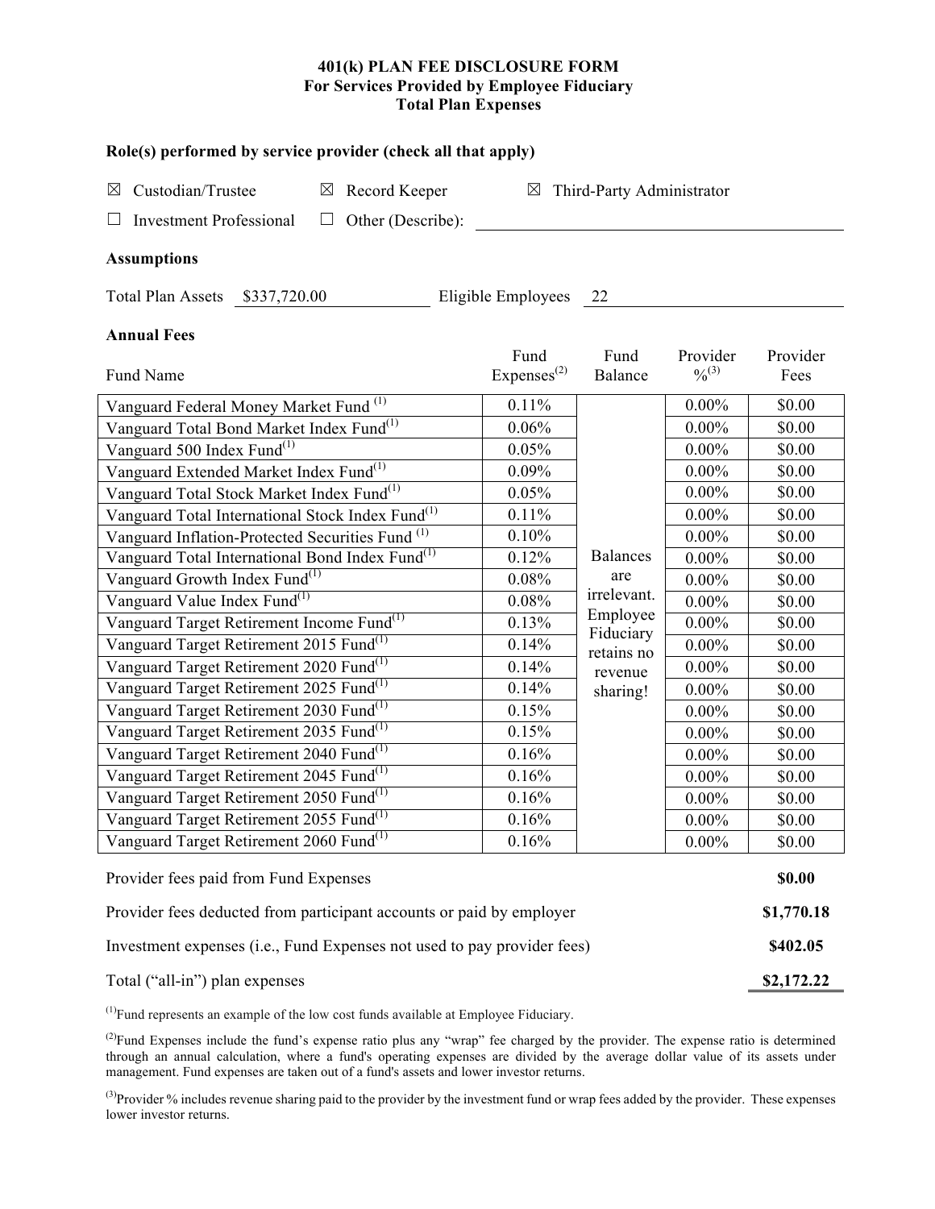# 401(k) PLAN FEE DISCLOSURE FORM
## For Services Provided by Employee Fiduciary
## Total Plan Expenses

**Role(s) performed by service provider (check all that apply)**

☒ Custodian/Trustee ☒ Record Keeper ☒ Third-Party Administrator

☐ Investment Professional ☐ Other (Describe): ______________________

**Assumptions**

Total Plan Assets $337,720.00 Eligible Employees 22

**Annual Fees**

| Fund Name | Fund Expenses[2] | Fund Balance | Provider %[3] | Provider Fees |
|---|---|---|---|---|
| Vanguard Federal Money Market Fund [1] | 0.11% | Balances are irrelevant. Employee Fiduciary retains no revenue sharing! | 0.00% | $0.00 |
| Vanguard Total Bond Market Index Fund[1] | 0.06% | | 0.00% | $0.00 |
| Vanguard 500 Index Fund[1] | 0.05% | | 0.00% | $0.00 |
| Vanguard Extended Market Index Fund[1] | 0.09% | | 0.00% | $0.00 |
| Vanguard Total Stock Market Index Fund[1] | 0.05% | | 0.00% | $0.00 |
| Vanguard Total International Stock Index Fund[1] | 0.11% | | 0.00% | $0.00 |
| Vanguard Inflation-Protected Securities Fund [1] | 0.10% | | 0.00% | $0.00 |
| Vanguard Total International Bond Index Fund[1] | 0.12% | | 0.00% | $0.00 |
| Vanguard Growth Index Fund[1] | 0.08% | | 0.00% | $0.00 |
| Vanguard Value Index Fund[1] | 0.08% | | 0.00% | $0.00 |
| Vanguard Target Retirement Income Fund[1] | 0.13% | | 0.00% | $0.00 |
| Vanguard Target Retirement 2015 Fund[1] | 0.14% | | 0.00% | $0.00 |
| Vanguard Target Retirement 2020 Fund[1] | 0.14% | | 0.00% | $0.00 |
| Vanguard Target Retirement 2025 Fund[1] | 0.14% | | 0.00% | $0.00 |
| Vanguard Target Retirement 2030 Fund[1] | 0.15% | | 0.00% | $0.00 |
| Vanguard Target Retirement 2035 Fund[1] | 0.15% | | 0.00% | $0.00 |
| Vanguard Target Retirement 2040 Fund[1] | 0.16% | | 0.00% | $0.00 |
| Vanguard Target Retirement 2045 Fund[1] | 0.16% | | 0.00% | $0.00 |
| Vanguard Target Retirement 2050 Fund[1] | 0.16% | | 0.00% | $0.00 |
| Vanguard Target Retirement 2055 Fund[1] | 0.16% | | 0.00% | $0.00 |
| Vanguard Target Retirement 2060 Fund[1] | 0.16% | | 0.00% | $0.00 |

| | |
|---|---|
| Provider fees paid from Fund Expenses | **$0.00** |
| Provider fees deducted from participant accounts or paid by employer | **$1,770.18** |
| Investment expenses (i.e., Fund Expenses not used to pay provider fees) | **$402.05** |
| Total ("all-in") plan expenses | **$2,172.22** |

[1]Fund represents an example of the low cost funds available at Employee Fiduciary.

[2]Fund Expenses include the fund's expense ratio plus any "wrap" fee charged by the provider. The expense ratio is determined through an annual calculation, where a fund's operating expenses are divided by the average dollar value of its assets under management. Fund expenses are taken out of a fund's assets and lower investor returns.

[3]Provider % includes revenue sharing paid to the provider by the investment fund or wrap fees added by the provider. These expenses lower investor returns.